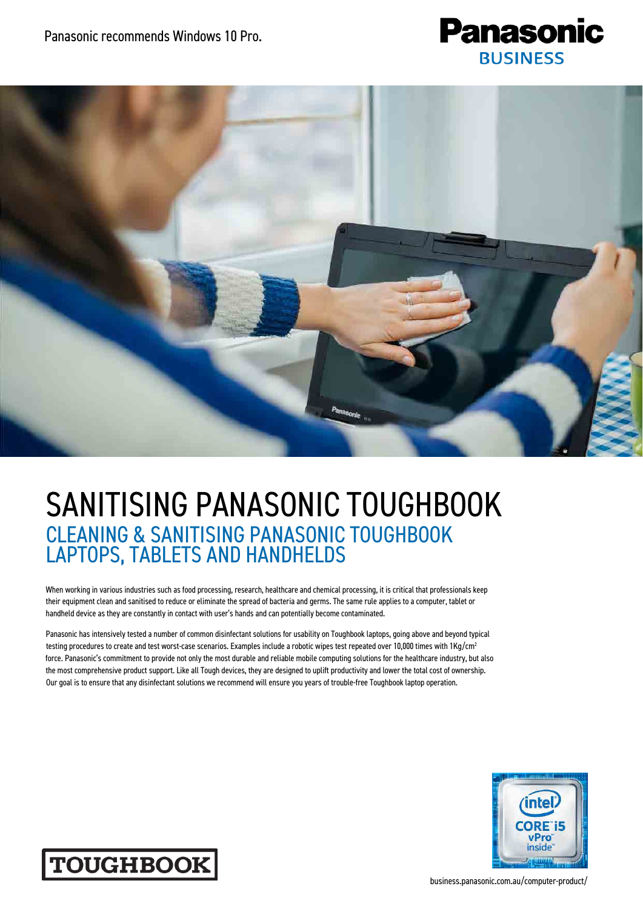Panasonic recommends Windows 10 Pro.

# SANITISING PANASONIC TOUGHBOOK

## CLEANING & SANITISING PANASONIC TOUGHBOOK LAPTOPS, TABLETS AND HANDHELDS

When working in various industries such as food processing, research, healthcare and chemical processing, it is critical that professionals keep their equipment clean and sanitised to reduce or eliminate the spread of bacteria and germs. The same rule applies to a computer, tablet or handheld device as they are constantly in contact with user's hands and can potentially become contaminated.

Panasonic has intensively tested a number of common disinfectant solutions for usability on Toughbook laptops, going above and beyond typical testing procedures to create and test worst-case scenarios. Examples include a robotic wipes test repeated over 10,000 times with 1Kg/cm$^2$ force. Panasonic's commitment to provide not only the most durable and reliable mobile computing solutions for the healthcare industry, but also the most comprehensive product support. Like all Tough devices, they are designed to uplift productivity and lower the total cost of ownership. Our goal is to ensure that any disinfectant solutions we recommend will ensure you years of trouble-free Toughbook laptop operation.

business.panasonic.com.au/computer-product/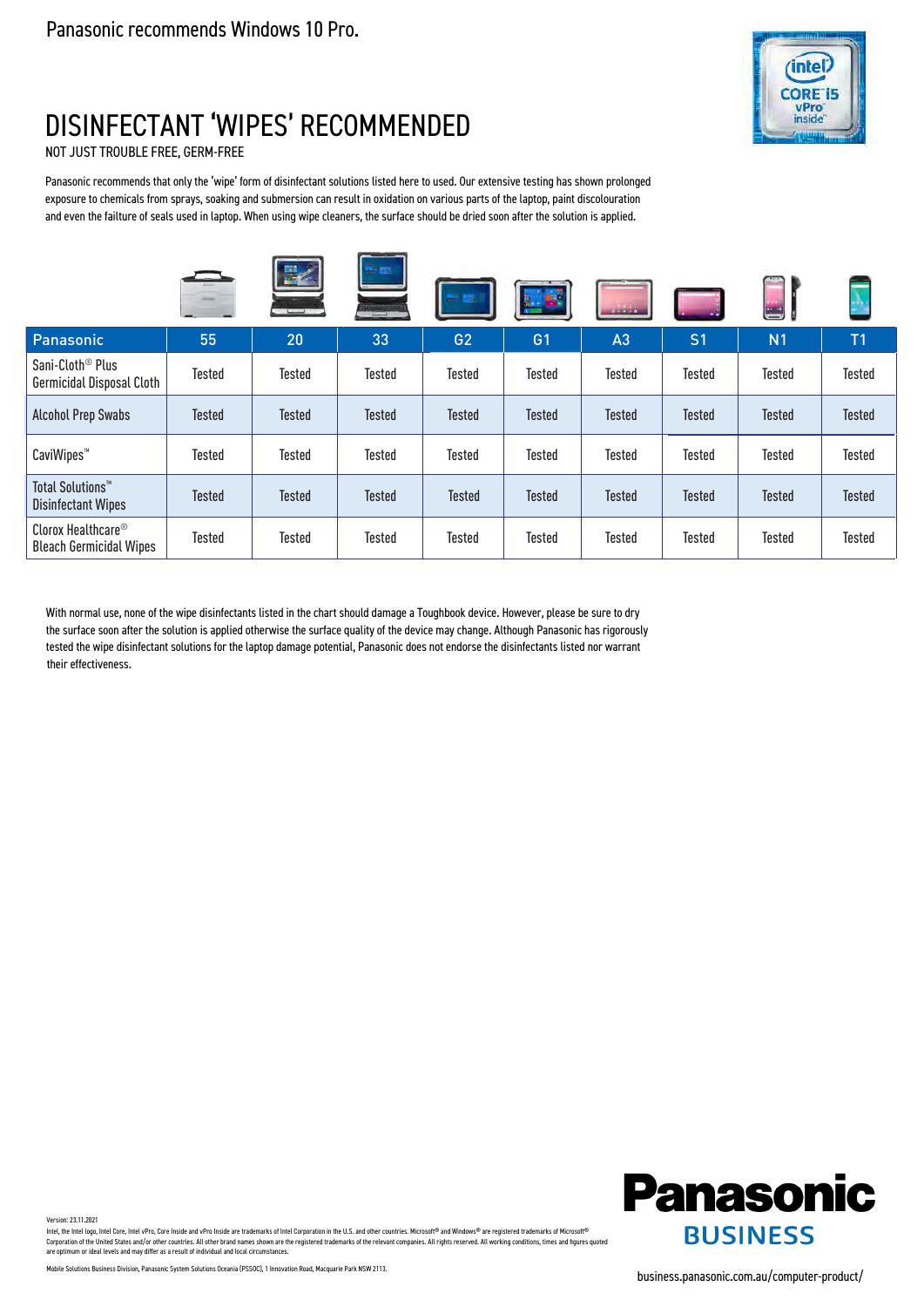Panasonic recommends Windows 10 Pro.

# DISINFECTANT 'WIPES' RECOMMENDED

NOT JUST TROUBLE FREE, GERM-FREE

Panasonic recommends that only the 'wipe' form of disinfectant solutions listed here to used. Our extensive testing has shown prolonged exposure to chemicals from sprays, soaking and submersion can result in oxidation on various parts of the laptop, paint discolouration and even the failture of seals used in laptop. When using wipe cleaners, the surface should be dried soon after the solution is applied.

| Panasonic | 55 | 20 | 33 | G2 | G1 | A3 | S1 | N1 | T1 |
|---|---|---|---|---|---|---|---|---|---|
| Sani-Cloth® Plus Germicidal Disposal Cloth | Tested | Tested | Tested | Tested | Tested | Tested | Tested | Tested | Tested |
| Alcohol Prep Swabs | Tested | Tested | Tested | Tested | Tested | Tested | Tested | Tested | Tested |
| CaviWipes™ | Tested | Tested | Tested | Tested | Tested | Tested | Tested | Tested | Tested |
| Total Solutions™ Disinfectant Wipes | Tested | Tested | Tested | Tested | Tested | Tested | Tested | Tested | Tested |
| Clorox Healthcare® Bleach Germicidal Wipes | Tested | Tested | Tested | Tested | Tested | Tested | Tested | Tested | Tested |

With normal use, none of the wipe disinfectants listed in the chart should damage a Toughbook device. However, please be sure to dry the surface soon after the solution is applied otherwise the surface quality of the device may change. Although Panasonic has rigorously tested the wipe disinfectant solutions for the laptop damage potential, Panasonic does not endorse the disinfectants listed nor warrant their effectiveness.

Version: 23.11.2021

Intel, the Intel logo, Intel Core, Intel vPro, Core Inside and vPro Inside are trademarks of Intel Corporation in the U.S. and other countries. Microsoft® and Windows® are registered trademarks of Microsoft® Corporation of the United States and/or other countries. All other brand names shown are the registered trademarks of the relevant companies. All rights reserved. All working conditions, times and figures quoted are optimum or ideal levels and may differ as a result of individual and local circumstances.

Mobile Solutions Business Division, Panasonic System Solutions Oceania (PSSOC), 1 Innovation Road, Macquarie Park NSW 2113.

Panasonic BUSINESS

business.panasonic.com.au/computer-product/